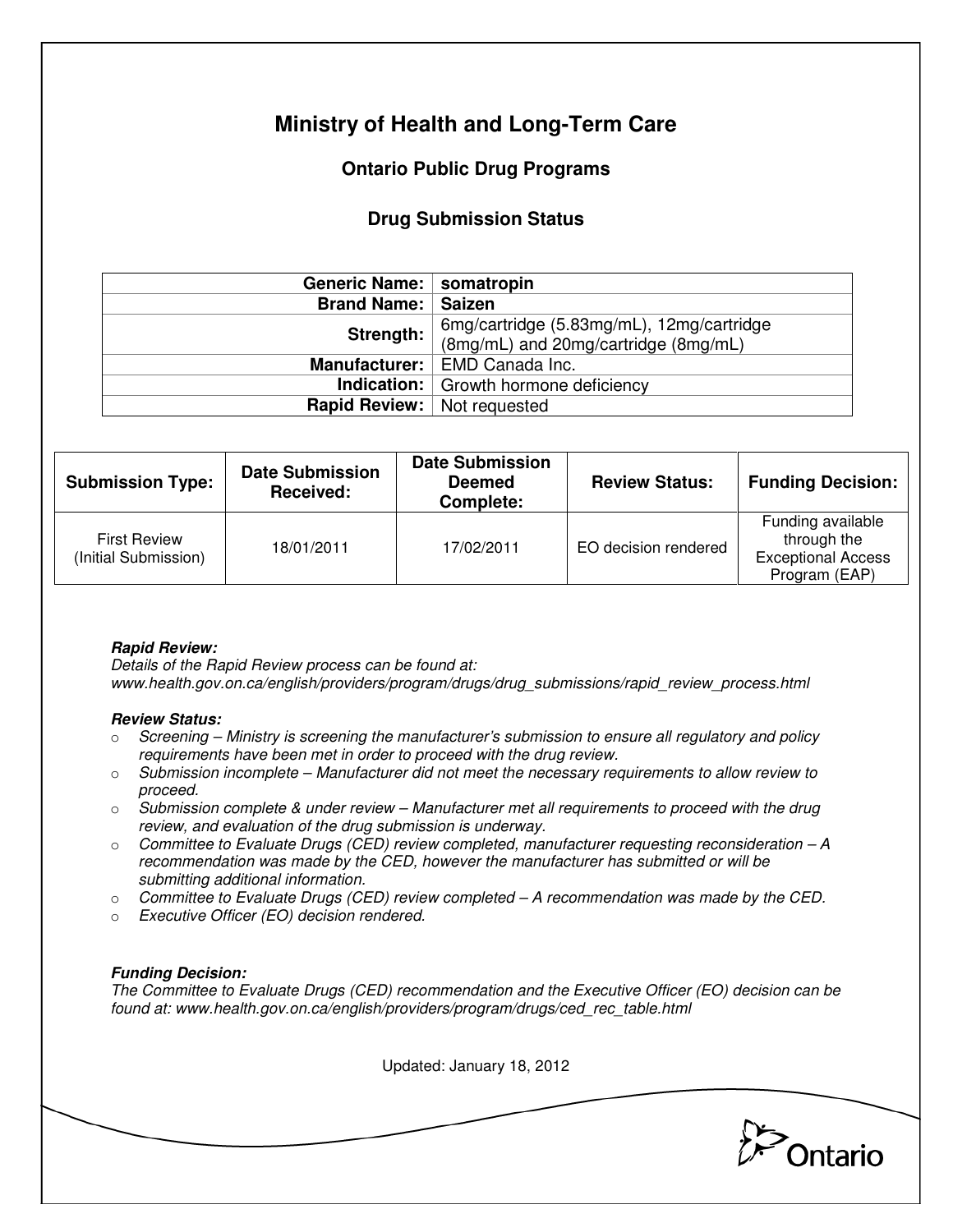# Ministry of Health and Long-Term Care

## Ontario Public Drug Programs

## Drug Submission Status

| | |
|---|---|
| **Generic Name:** | **somatropin** |
| **Brand Name:** | **Saizen** |
| **Strength:** | 6mg/cartridge (5.83mg/mL), 12mg/cartridge (8mg/mL) and 20mg/cartridge (8mg/mL) |
| **Manufacturer:** | EMD Canada Inc. |
| **Indication:** | Growth hormone deficiency |
| **Rapid Review:** | Not requested |

| Submission Type: | Date Submission Received: | Date Submission Deemed Complete: | Review Status: | Funding Decision: |
|---|---|---|---|---|
| First Review (Initial Submission) | 18/01/2011 | 17/02/2011 | EO decision rendered | Funding available through the Exceptional Access Program (EAP) |

***Rapid Review:***
*Details of the Rapid Review process can be found at: www.health.gov.on.ca/english/providers/program/drugs/drug_submissions/rapid_review_process.html*

***Review Status:***

- *Screening – Ministry is screening the manufacturer's submission to ensure all regulatory and policy requirements have been met in order to proceed with the drug review.*
- *Submission incomplete – Manufacturer did not meet the necessary requirements to allow review to proceed.*
- *Submission complete & under review – Manufacturer met all requirements to proceed with the drug review, and evaluation of the drug submission is underway.*
- *Committee to Evaluate Drugs (CED) review completed, manufacturer requesting reconsideration – A recommendation was made by the CED, however the manufacturer has submitted or will be submitting additional information.*
- *Committee to Evaluate Drugs (CED) review completed – A recommendation was made by the CED.*
- *Executive Officer (EO) decision rendered.*

***Funding Decision:***
*The Committee to Evaluate Drugs (CED) recommendation and the Executive Officer (EO) decision can be found at: www.health.gov.on.ca/english/providers/program/drugs/ced_rec_table.html*

Updated: January 18, 2012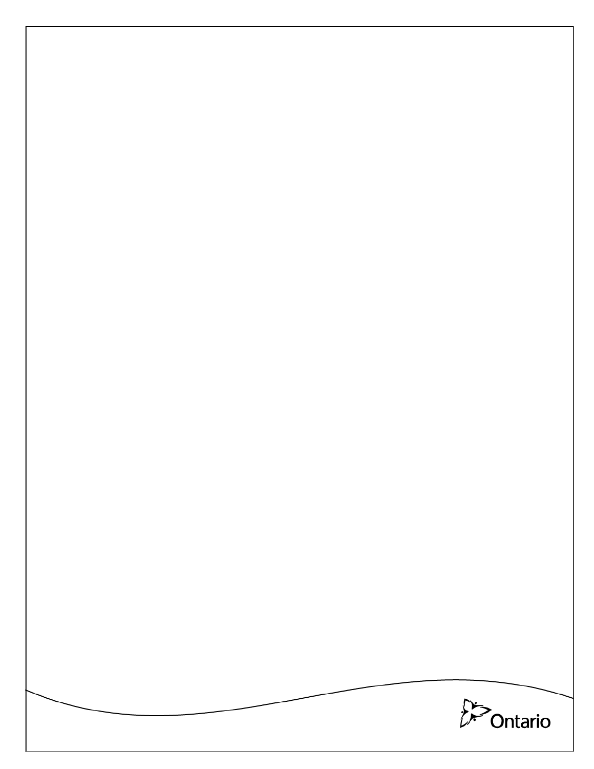Ontario